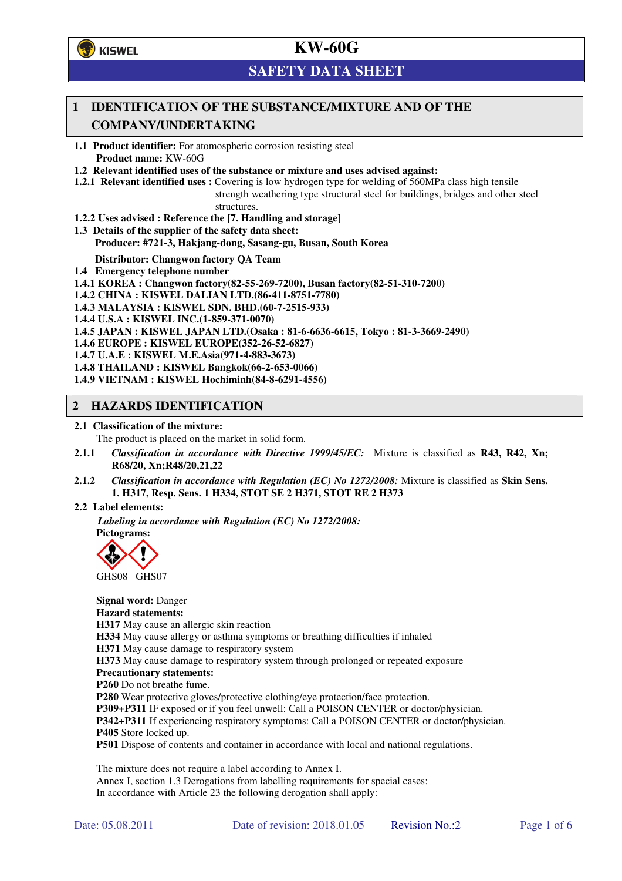# KW-60G

## SAFETY DATA SHEET

## 1 IDENTIFICATION OF THE SUBSTANCE/MIXTURE AND OF THE COMPANY/UNDERTAKING

**1.1 Product identifier:** For atomospheric corrosion resisting steel
**Product name:** KW-60G

**1.2 Relevant identified uses of the substance or mixture and uses advised against:**

**1.2.1 Relevant identified uses :** Covering is low hydrogen type for welding of 560MPa class high tensile strength weathering type structural steel for buildings, bridges and other steel structures.

**1.2.2 Uses advised : Reference the [7. Handling and storage]**

**1.3 Details of the supplier of the safety data sheet:**
**Producer: #721-3, Hakjang-dong, Sasang-gu, Busan, South Korea**

**Distributor: Changwon factory QA Team**

**1.4 Emergency telephone number**

**1.4.1 KOREA : Changwon factory(82-55-269-7200), Busan factory(82-51-310-7200)**
**1.4.2 CHINA : KISWEL DALIAN LTD.(86-411-8751-7780)**
**1.4.3 MALAYSIA : KISWEL SDN. BHD.(60-7-2515-933)**
**1.4.4 U.S.A : KISWEL INC.(1-859-371-0070)**
**1.4.5 JAPAN : KISWEL JAPAN LTD.(Osaka : 81-6-6636-6615, Tokyo : 81-3-3669-2490)**
**1.4.6 EUROPE : KISWEL EUROPE(352-26-52-6827)**
**1.4.7 U.A.E : KISWEL M.E.Asia(971-4-883-3673)**
**1.4.8 THAILAND : KISWEL Bangkok(66-2-653-0066)**
**1.4.9 VIETNAM : KISWEL Hochiminh(84-8-6291-4556)**

## 2 HAZARDS IDENTIFICATION

**2.1 Classification of the mixture:**
The product is placed on the market in solid form.

**2.1.1** *Classification in accordance with Directive 1999/45/EC:* Mixture is classified as **R43, R42, Xn; R68/20, Xn;R48/20,21,22**

**2.1.2** *Classification in accordance with Regulation (EC) No 1272/2008:* Mixture is classified as **Skin Sens. 1. H317, Resp. Sens. 1 H334, STOT SE 2 H371, STOT RE 2 H373**

**2.2 Label elements:**

*Labeling in accordance with Regulation (EC) No 1272/2008:*
**Pictograms:**

GHS08 GHS07

**Signal word:** Danger
**Hazard statements:**
**H317** May cause an allergic skin reaction
**H334** May cause allergy or asthma symptoms or breathing difficulties if inhaled
**H371** May cause damage to respiratory system
**H373** May cause damage to respiratory system through prolonged or repeated exposure
**Precautionary statements:**
**P260** Do not breathe fume.
**P280** Wear protective gloves/protective clothing/eye protection/face protection.
**P309+P311** IF exposed or if you feel unwell: Call a POISON CENTER or doctor/physician.
**P342+P311** If experiencing respiratory symptoms: Call a POISON CENTER or doctor/physician.
**P405** Store locked up.
**P501** Dispose of contents and container in accordance with local and national regulations.

The mixture does not require a label according to Annex I.
Annex I, section 1.3 Derogations from labelling requirements for special cases:
In accordance with Article 23 the following derogation shall apply: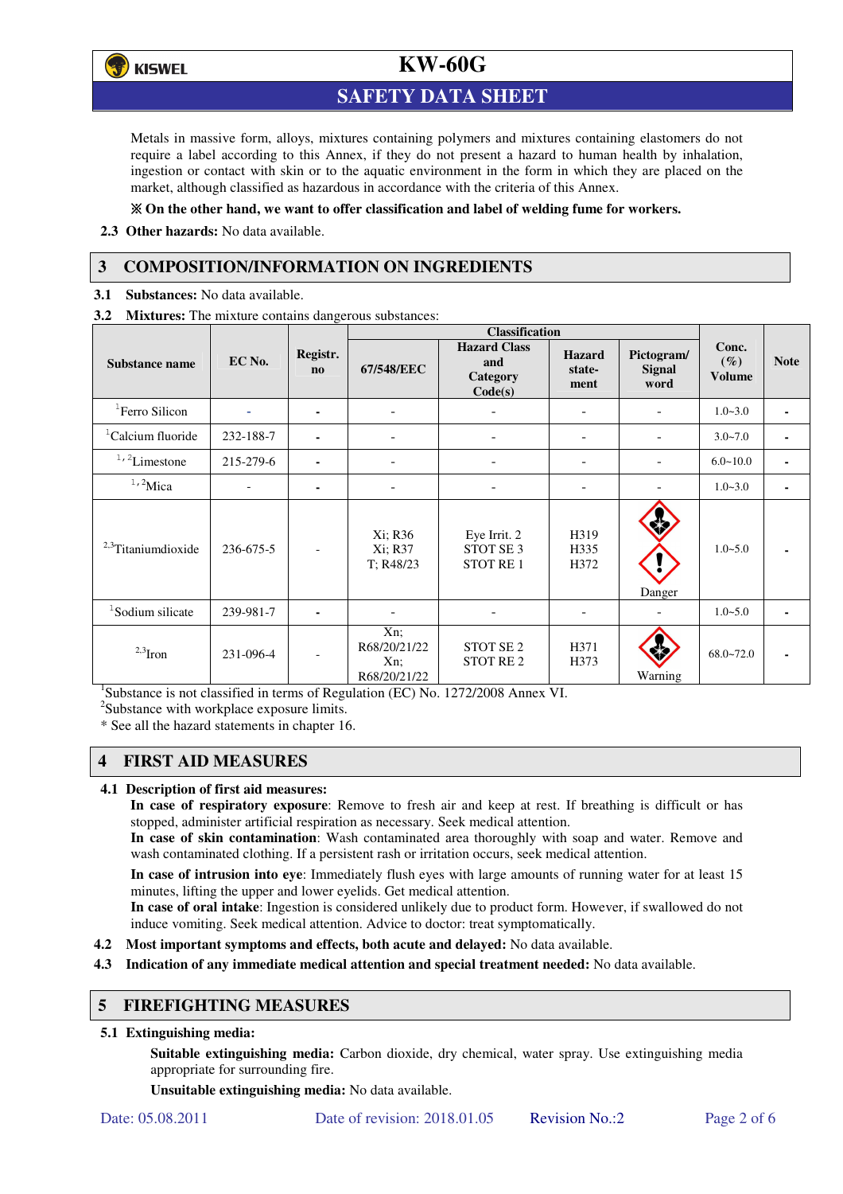Metals in massive form, alloys, mixtures containing polymers and mixtures containing elastomers do not require a label according to this Annex, if they do not present a hazard to human health by inhalation, ingestion or contact with skin or to the aquatic environment in the form in which they are placed on the market, although classified as hazardous in accordance with the criteria of this Annex.

**※ On the other hand, we want to offer classification and label of welding fume for workers.**

**2.3 Other hazards:** No data available.

## 3 COMPOSITION/INFORMATION ON INGREDIENTS

**3.1 Substances:** No data available.

**3.2 Mixtures:** The mixture contains dangerous substances:

| Substance name | EC No. | Registr. no | Classification | | | | Conc. (%) Volume | Note |
|---|---|---|---|---|---|---|---|---|
| | | | 67/548/EEC | Hazard Class and Category Code(s) | Hazard statement | Pictogram/ Signal word | | |
| [1]Ferro Silicon | - | - | - | - | - | - | 1.0~3.0 | - |
| [1]Calcium fluoride | 232-188-7 | - | - | - | - | - | 3.0~7.0 | - |
| [1,2]Limestone | 215-279-6 | - | - | - | - | - | 6.0~10.0 | - |
| [1,2]Mica | - | - | - | - | - | - | 1.0~3.0 | - |
| [2,3]Titaniumdioxide | 236-675-5 | - | Xi; R36 Xi; R37 T; R48/23 | Eye Irrit. 2 STOT SE 3 STOT RE 1 | H319 H335 H372 | Danger | 1.0~5.0 | - |
| [1]Sodium silicate | 239-981-7 | - | - | - | - | - | 1.0~5.0 | - |
| [2,3]Iron | 231-096-4 | - | Xn; R68/20/21/22 Xn; R68/20/21/22 | STOT SE 2 STOT RE 2 | H371 H373 | Warning | 68.0~72.0 | - |

[1]Substance is not classified in terms of Regulation (EC) No. 1272/2008 Annex VI.
[2]Substance with workplace exposure limits.
* See all the hazard statements in chapter 16.

## 4 FIRST AID MEASURES

**4.1 Description of first aid measures:**

**In case of respiratory exposure**: Remove to fresh air and keep at rest. If breathing is difficult or has stopped, administer artificial respiration as necessary. Seek medical attention.
**In case of skin contamination**: Wash contaminated area thoroughly with soap and water. Remove and wash contaminated clothing. If a persistent rash or irritation occurs, seek medical attention.

**In case of intrusion into eye**: Immediately flush eyes with large amounts of running water for at least 15 minutes, lifting the upper and lower eyelids. Get medical attention.
**In case of oral intake**: Ingestion is considered unlikely due to product form. However, if swallowed do not induce vomiting. Seek medical attention. Advice to doctor: treat symptomatically.

**4.2 Most important symptoms and effects, both acute and delayed:** No data available.

**4.3 Indication of any immediate medical attention and special treatment needed:** No data available.

## 5 FIREFIGHTING MEASURES

**5.1 Extinguishing media:**

**Suitable extinguishing media:** Carbon dioxide, dry chemical, water spray. Use extinguishing media appropriate for surrounding fire.

**Unsuitable extinguishing media:** No data available.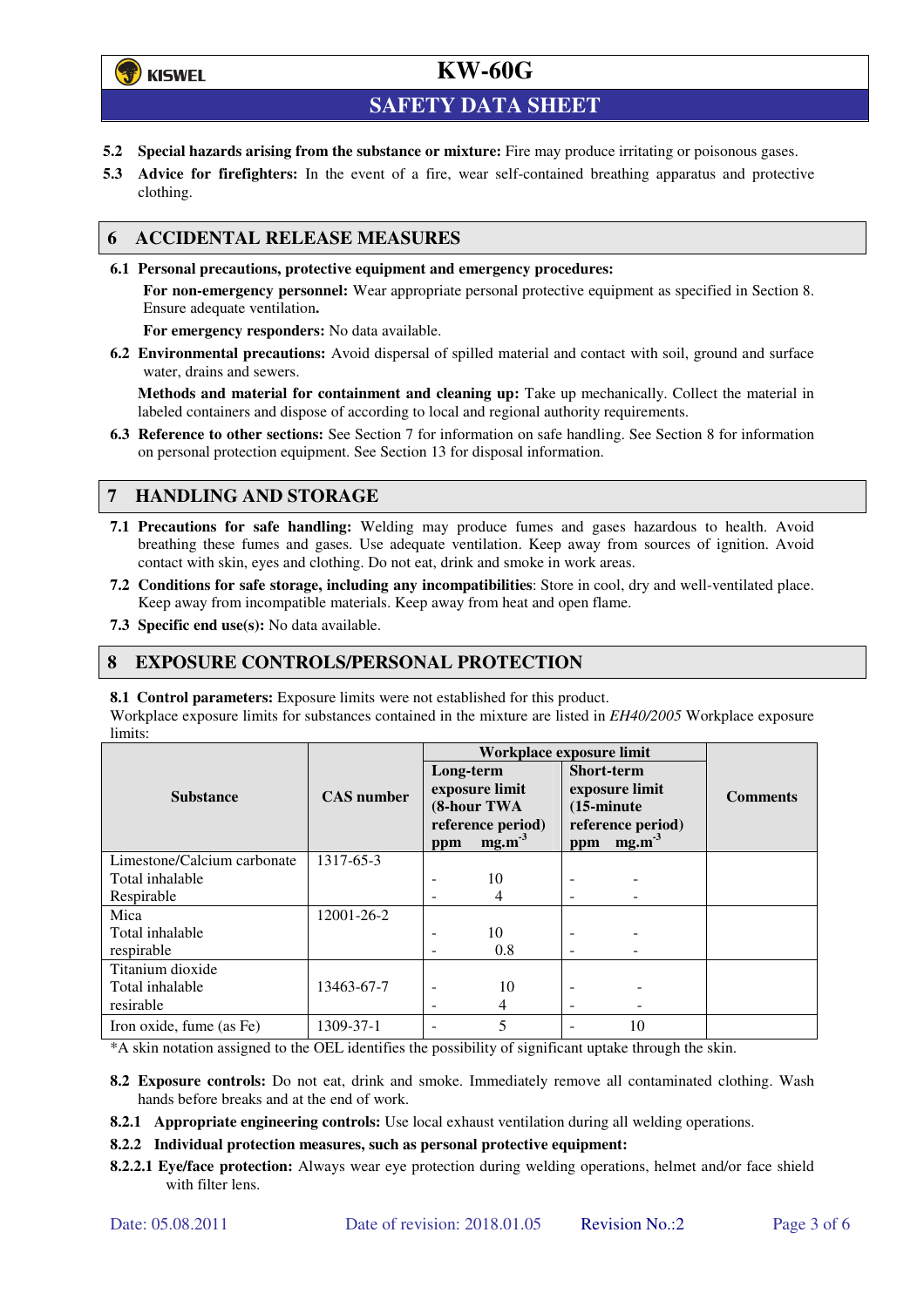**5.2 Special hazards arising from the substance or mixture:** Fire may produce irritating or poisonous gases.

**5.3 Advice for firefighters:** In the event of a fire, wear self-contained breathing apparatus and protective clothing.

## 6 ACCIDENTAL RELEASE MEASURES

**6.1 Personal precautions, protective equipment and emergency procedures:**

**For non-emergency personnel:** Wear appropriate personal protective equipment as specified in Section 8. Ensure adequate ventilation**.**

**For emergency responders:** No data available.

**6.2 Environmental precautions:** Avoid dispersal of spilled material and contact with soil, ground and surface water, drains and sewers.

**Methods and material for containment and cleaning up:** Take up mechanically. Collect the material in labeled containers and dispose of according to local and regional authority requirements.

**6.3 Reference to other sections:** See Section 7 for information on safe handling. See Section 8 for information on personal protection equipment. See Section 13 for disposal information.

## 7 HANDLING AND STORAGE

**7.1 Precautions for safe handling:** Welding may produce fumes and gases hazardous to health. Avoid breathing these fumes and gases. Use adequate ventilation. Keep away from sources of ignition. Avoid contact with skin, eyes and clothing. Do not eat, drink and smoke in work areas.

**7.2 Conditions for safe storage, including any incompatibilities**: Store in cool, dry and well-ventilated place. Keep away from incompatible materials. Keep away from heat and open flame.

**7.3 Specific end use(s):** No data available.

## 8 EXPOSURE CONTROLS/PERSONAL PROTECTION

**8.1 Control parameters:** Exposure limits were not established for this product.

Workplace exposure limits for substances contained in the mixture are listed in *EH40/2005* Workplace exposure limits:

| Substance | CAS number | Workplace exposure limit | | | | Comments |
|---|---|---|---|---|---|---|
| | | Long-term exposure limit (8-hour TWA reference period) | | Short-term exposure limit (15-minute reference period) | | |
| | | ppm | $mg.m^{-3}$ | ppm | $mg.m^{-3}$ | |
| Limestone/Calcium carbonate | 1317-65-3 | | | | | |
| Total inhalable | | - | 10 | - | - | |
| Respirable | | - | 4 | - | - | |
| Mica | 12001-26-2 | | | | | |
| Total inhalable | | - | 10 | - | - | |
| respirable | | - | 0.8 | - | - | |
| Titanium dioxide | | | | | | |
| Total inhalable | 13463-67-7 | - | 10 | - | - | |
| resirable | | - | 4 | - | - | |
| Iron oxide, fume (as Fe) | 1309-37-1 | - | 5 | - | 10 | |

*A skin notation assigned to the OEL identifies the possibility of significant uptake through the skin.

**8.2 Exposure controls:** Do not eat, drink and smoke. Immediately remove all contaminated clothing. Wash hands before breaks and at the end of work.

**8.2.1 Appropriate engineering controls:** Use local exhaust ventilation during all welding operations.

**8.2.2 Individual protection measures, such as personal protective equipment:**

**8.2.2.1 Eye/face protection:** Always wear eye protection during welding operations, helmet and/or face shield with filter lens.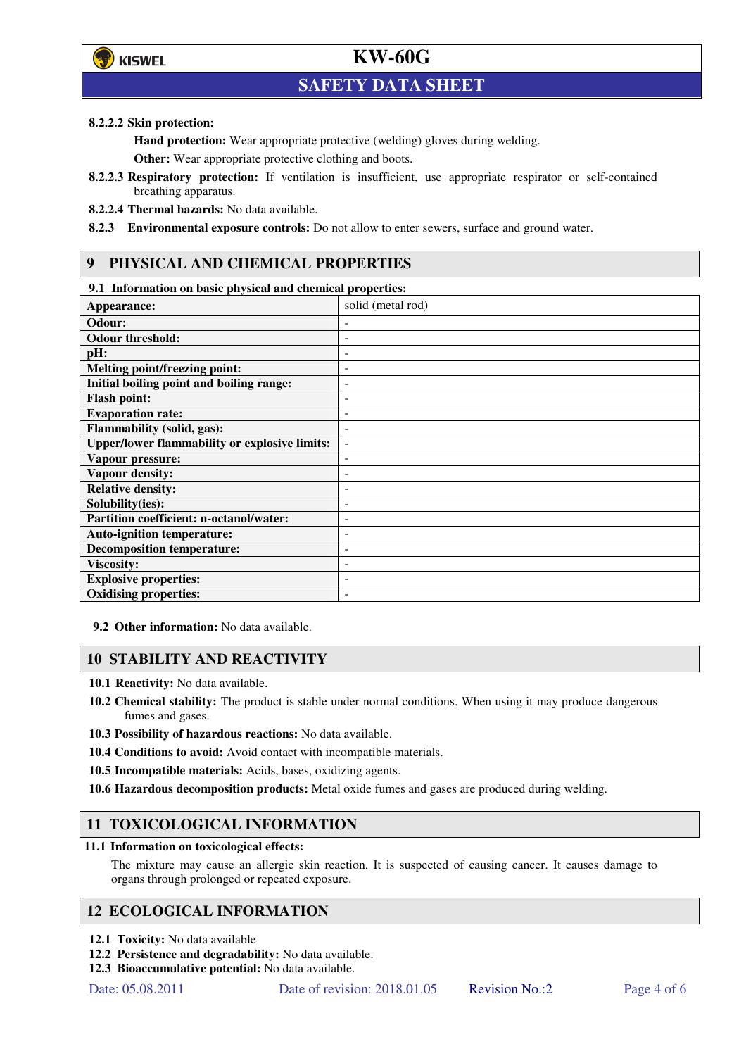**8.2.2.2 Skin protection:**

**Hand protection:** Wear appropriate protective (welding) gloves during welding.

**Other:** Wear appropriate protective clothing and boots.

**8.2.2.3 Respiratory protection:** If ventilation is insufficient, use appropriate respirator or self-contained breathing apparatus.

**8.2.2.4 Thermal hazards:** No data available.

**8.2.3 Environmental exposure controls:** Do not allow to enter sewers, surface and ground water.

## 9 PHYSICAL AND CHEMICAL PROPERTIES

**9.1 Information on basic physical and chemical properties:**

| | |
|---|---|
| **Appearance:** | solid (metal rod) |
| **Odour:** | - |
| **Odour threshold:** | - |
| **pH:** | - |
| **Melting point/freezing point:** | - |
| **Initial boiling point and boiling range:** | - |
| **Flash point:** | - |
| **Evaporation rate:** | - |
| **Flammability (solid, gas):** | - |
| **Upper/lower flammability or explosive limits:** | - |
| **Vapour pressure:** | - |
| **Vapour density:** | - |
| **Relative density:** | - |
| **Solubility(ies):** | - |
| **Partition coefficient: n-octanol/water:** | - |
| **Auto-ignition temperature:** | - |
| **Decomposition temperature:** | - |
| **Viscosity:** | - |
| **Explosive properties:** | - |
| **Oxidising properties:** | - |

**9.2 Other information:** No data available.

## 10 STABILITY AND REACTIVITY

**10.1 Reactivity:** No data available.

**10.2 Chemical stability:** The product is stable under normal conditions. When using it may produce dangerous fumes and gases.

**10.3 Possibility of hazardous reactions:** No data available.

**10.4 Conditions to avoid:** Avoid contact with incompatible materials.

**10.5 Incompatible materials:** Acids, bases, oxidizing agents.

**10.6 Hazardous decomposition products:** Metal oxide fumes and gases are produced during welding.

## 11 TOXICOLOGICAL INFORMATION

**11.1 Information on toxicological effects:**

The mixture may cause an allergic skin reaction. It is suspected of causing cancer. It causes damage to organs through prolonged or repeated exposure.

## 12 ECOLOGICAL INFORMATION

**12.1 Toxicity:** No data available

**12.2 Persistence and degradability:** No data available.

**12.3 Bioaccumulative potential:** No data available.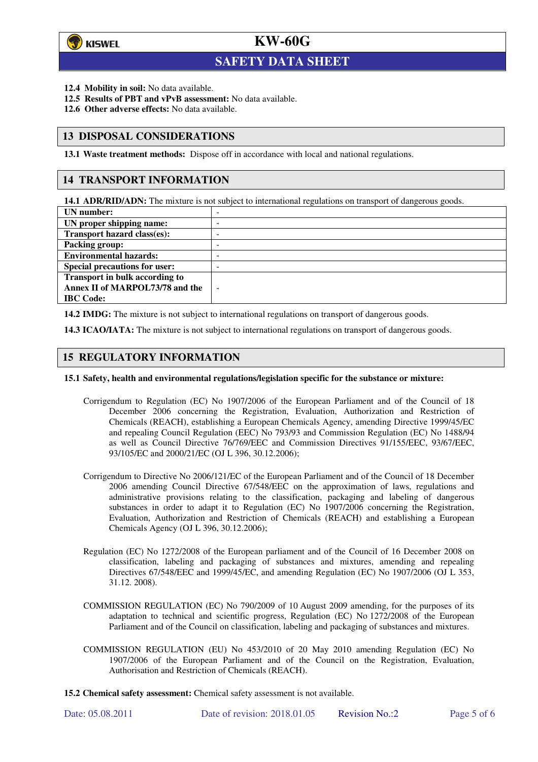**12.4 Mobility in soil:** No data available.

**12.5 Results of PBT and vPvB assessment:** No data available.

**12.6 Other adverse effects:** No data available.

## 13 DISPOSAL CONSIDERATIONS

**13.1 Waste treatment methods:** Dispose off in accordance with local and national regulations.

## 14 TRANSPORT INFORMATION

**14.1 ADR/RID/ADN:** The mixture is not subject to international regulations on transport of dangerous goods.

| | |
|---|---|
| **UN number:** | - |
| **UN proper shipping name:** | - |
| **Transport hazard class(es):** | - |
| **Packing group:** | - |
| **Environmental hazards:** | - |
| **Special precautions for user:** | - |
| **Transport in bulk according to Annex II of MARPOL73/78 and the IBC Code:** | - |

**14.2 IMDG:** The mixture is not subject to international regulations on transport of dangerous goods.

**14.3 ICAO/IATA:** The mixture is not subject to international regulations on transport of dangerous goods.

## 15 REGULATORY INFORMATION

**15.1 Safety, health and environmental regulations/legislation specific for the substance or mixture:**

Corrigendum to Regulation (EC) No 1907/2006 of the European Parliament and of the Council of 18 December 2006 concerning the Registration, Evaluation, Authorization and Restriction of Chemicals (REACH), establishing a European Chemicals Agency, amending Directive 1999/45/EC and repealing Council Regulation (EEC) No 793/93 and Commission Regulation (EC) No 1488/94 as well as Council Directive 76/769/EEC and Commission Directives 91/155/EEC, 93/67/EEC, 93/105/EC and 2000/21/EC (OJ L 396, 30.12.2006);

Corrigendum to Directive No 2006/121/EC of the European Parliament and of the Council of 18 December 2006 amending Council Directive 67/548/EEC on the approximation of laws, regulations and administrative provisions relating to the classification, packaging and labeling of dangerous substances in order to adapt it to Regulation (EC) No 1907/2006 concerning the Registration, Evaluation, Authorization and Restriction of Chemicals (REACH) and establishing a European Chemicals Agency (OJ L 396, 30.12.2006);

Regulation (EC) No 1272/2008 of the European parliament and of the Council of 16 December 2008 on classification, labeling and packaging of substances and mixtures, amending and repealing Directives 67/548/EEC and 1999/45/EC, and amending Regulation (EC) No 1907/2006 (OJ L 353, 31.12. 2008).

COMMISSION REGULATION (EC) No 790/2009 of 10 August 2009 amending, for the purposes of its adaptation to technical and scientific progress, Regulation (EC) No 1272/2008 of the European Parliament and of the Council on classification, labeling and packaging of substances and mixtures.

COMMISSION REGULATION (EU) No 453/2010 of 20 May 2010 amending Regulation (EC) No 1907/2006 of the European Parliament and of the Council on the Registration, Evaluation, Authorisation and Restriction of Chemicals (REACH).

**15.2 Chemical safety assessment:** Chemical safety assessment is not available.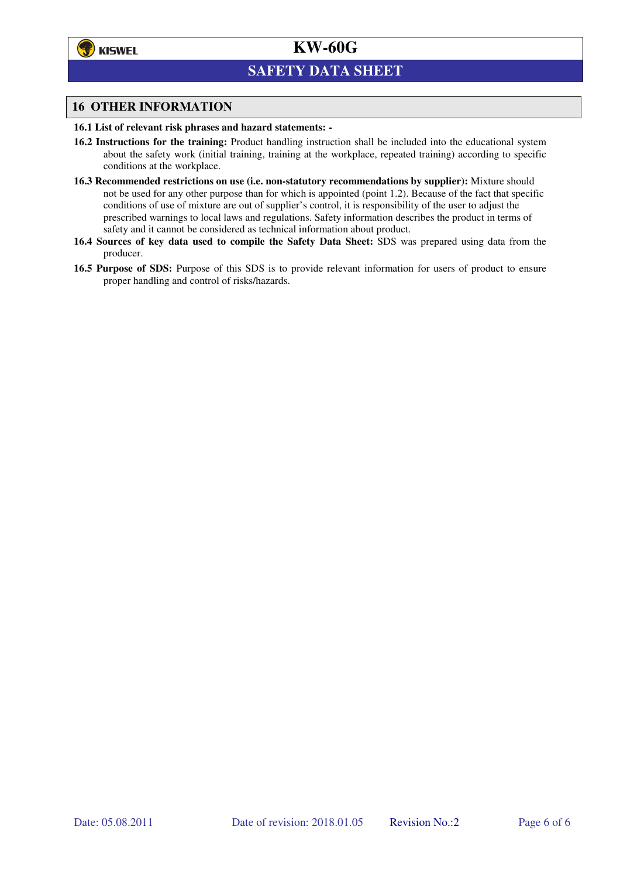## 16 OTHER INFORMATION

**16.1 List of relevant risk phrases and hazard statements: -**

**16.2 Instructions for the training:** Product handling instruction shall be included into the educational system about the safety work (initial training, training at the workplace, repeated training) according to specific conditions at the workplace.

**16.3 Recommended restrictions on use (i.e. non-statutory recommendations by supplier):** Mixture should not be used for any other purpose than for which is appointed (point 1.2). Because of the fact that specific conditions of use of mixture are out of supplier's control, it is responsibility of the user to adjust the prescribed warnings to local laws and regulations. Safety information describes the product in terms of safety and it cannot be considered as technical information about product.

**16.4 Sources of key data used to compile the Safety Data Sheet:** SDS was prepared using data from the producer.

**16.5 Purpose of SDS:** Purpose of this SDS is to provide relevant information for users of product to ensure proper handling and control of risks/hazards.

Date: 05.08.2011 Date of revision: 2018.01.05 Revision No.:2